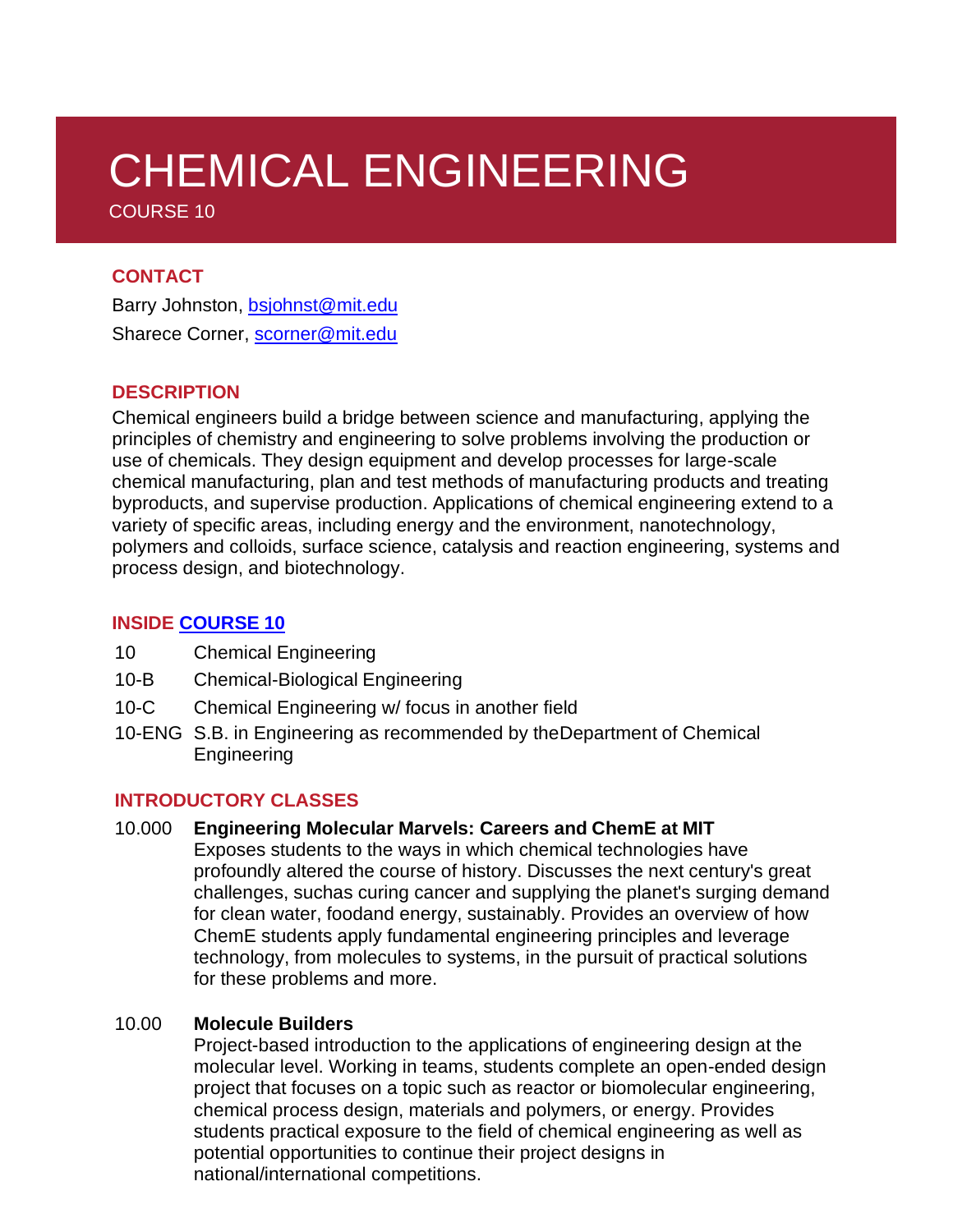# CHEMICAL ENGINEERING

COURSE 10

## CONTACT

Barry Johnston, bsjohnst@mit.edu

Sharece Corner, scorner@mit.edu

## DESCRIPTION

Chemical engineers build a bridge between science and manufacturing, applying the principles of chemistry and engineering to solve problems involving the production or use of chemicals. They design equipment and develop processes for large-scale chemical manufacturing, plan and test methods of manufacturing products and treating byproducts, and supervise production. Applications of chemical engineering extend to a variety of specific areas, including energy and the environment, nanotechnology, polymers and colloids, surface science, catalysis and reaction engineering, systems and process design, and biotechnology.

## INSIDE COURSE 10

- 10 Chemical Engineering
- 10-B Chemical-Biological Engineering
- 10-C Chemical Engineering w/ focus in another field
- 10-ENG S.B. in Engineering as recommended by theDepartment of Chemical Engineering

## INTRODUCTORY CLASSES

10.000 **Engineering Molecular Marvels: Careers and ChemE at MIT**

Exposes students to the ways in which chemical technologies have profoundly altered the course of history. Discusses the next century's great challenges, suchas curing cancer and supplying the planet's surging demand for clean water, foodand energy, sustainably. Provides an overview of how ChemE students apply fundamental engineering principles and leverage technology, from molecules to systems, in the pursuit of practical solutions for these problems and more.

10.00 **Molecule Builders**

Project-based introduction to the applications of engineering design at the molecular level. Working in teams, students complete an open-ended design project that focuses on a topic such as reactor or biomolecular engineering, chemical process design, materials and polymers, or energy. Provides students practical exposure to the field of chemical engineering as well as potential opportunities to continue their project designs in national/international competitions.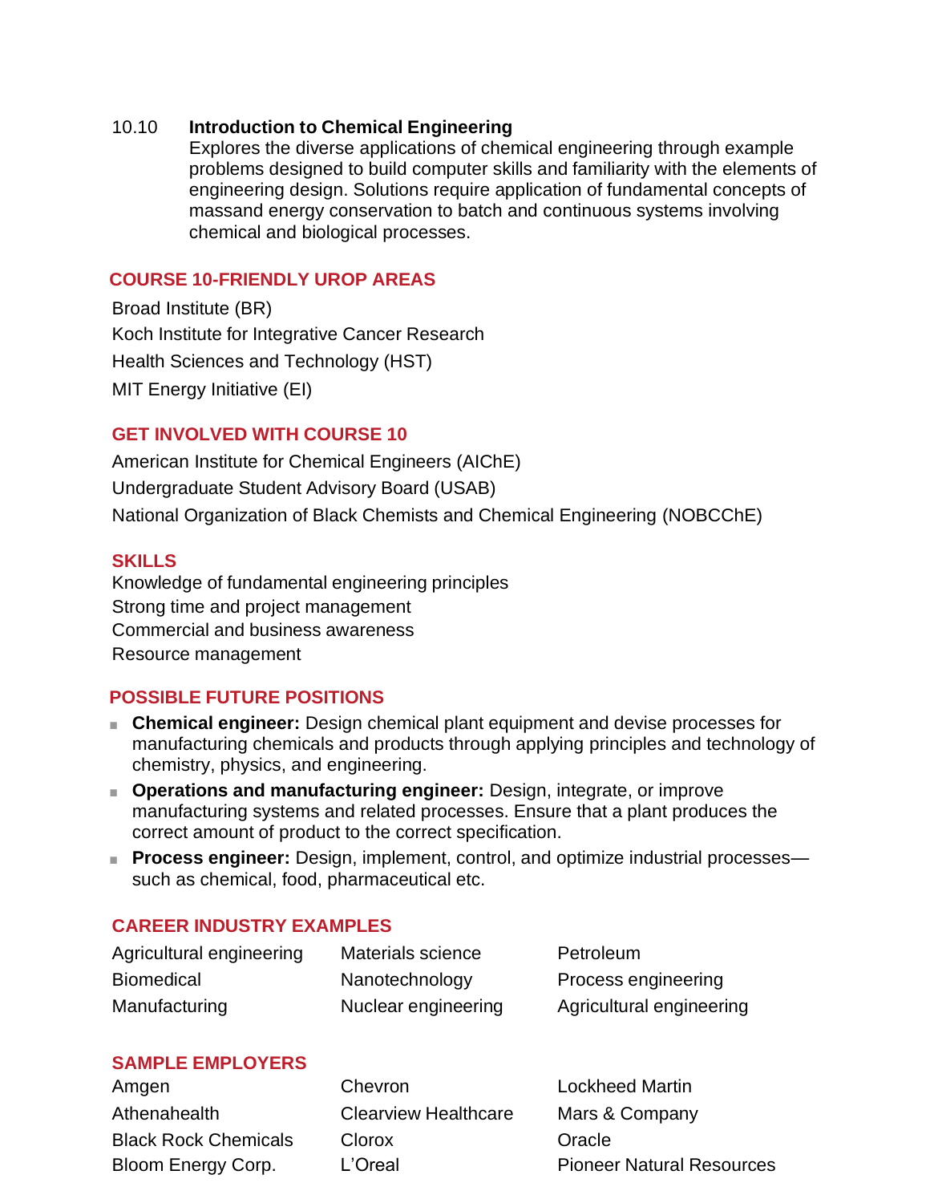10.10 **Introduction to Chemical Engineering**
Explores the diverse applications of chemical engineering through example problems designed to build computer skills and familiarity with the elements of engineering design. Solutions require application of fundamental concepts of massand energy conservation to batch and continuous systems involving chemical and biological processes.

## COURSE 10-FRIENDLY UROP AREAS

Broad Institute (BR)
Koch Institute for Integrative Cancer Research
Health Sciences and Technology (HST)
MIT Energy Initiative (EI)

## GET INVOLVED WITH COURSE 10

American Institute for Chemical Engineers (AIChE)
Undergraduate Student Advisory Board (USAB)
National Organization of Black Chemists and Chemical Engineering (NOBCChE)

## SKILLS

Knowledge of fundamental engineering principles
Strong time and project management
Commercial and business awareness
Resource management

## POSSIBLE FUTURE POSITIONS

- **Chemical engineer:** Design chemical plant equipment and devise processes for manufacturing chemicals and products through applying principles and technology of chemistry, physics, and engineering.
- **Operations and manufacturing engineer:** Design, integrate, or improve manufacturing systems and related processes. Ensure that a plant produces the correct amount of product to the correct specification.
- **Process engineer:** Design, implement, control, and optimize industrial processes—such as chemical, food, pharmaceutical etc.

## CAREER INDUSTRY EXAMPLES

| | | |
|---|---|---|
| Agricultural engineering | Materials science | Petroleum |
| Biomedical | Nanotechnology | Process engineering |
| Manufacturing | Nuclear engineering | Agricultural engineering |

## SAMPLE EMPLOYERS

| | | |
|---|---|---|
| Amgen | Chevron | Lockheed Martin |
| Athenahealth | Clearview Healthcare | Mars & Company |
| Black Rock Chemicals | Clorox | Oracle |
| Bloom Energy Corp. | L'Oreal | Pioneer Natural Resources |